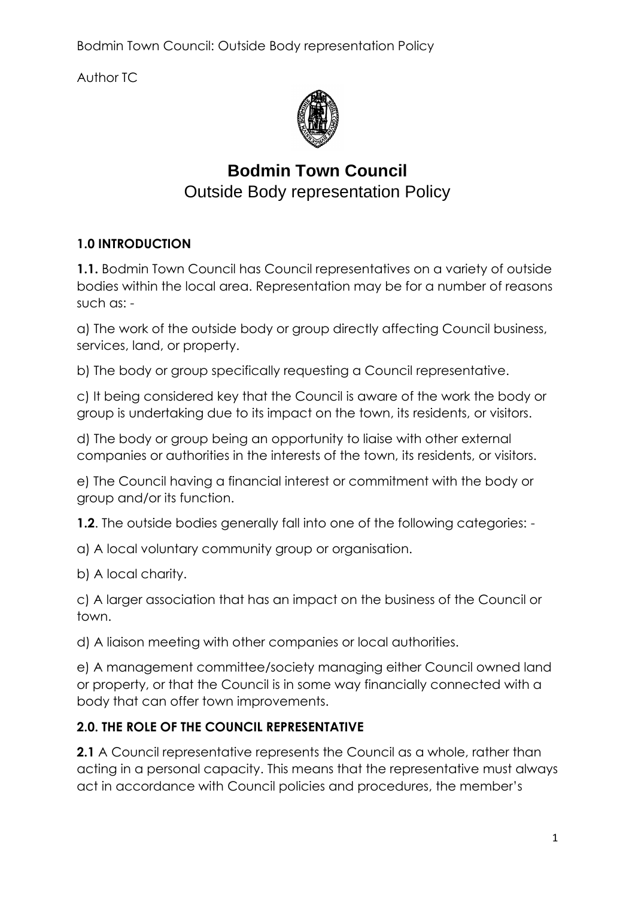Bodmin Town Council: Outside Body representation Policy

Author TC

# Bodmin Town Council

## Outside Body representation Policy

### 1.0 INTRODUCTION

**1.1.** Bodmin Town Council has Council representatives on a variety of outside bodies within the local area. Representation may be for a number of reasons such as: -

a) The work of the outside body or group directly affecting Council business, services, land, or property.

b) The body or group specifically requesting a Council representative.

c) It being considered key that the Council is aware of the work the body or group is undertaking due to its impact on the town, its residents, or visitors.

d) The body or group being an opportunity to liaise with other external companies or authorities in the interests of the town, its residents, or visitors.

e) The Council having a financial interest or commitment with the body or group and/or its function.

**1.2**. The outside bodies generally fall into one of the following categories: -

a) A local voluntary community group or organisation.

b) A local charity.

c) A larger association that has an impact on the business of the Council or town.

d) A liaison meeting with other companies or local authorities.

e) A management committee/society managing either Council owned land or property, or that the Council is in some way financially connected with a body that can offer town improvements.

### 2.0. THE ROLE OF THE COUNCIL REPRESENTATIVE

**2.1** A Council representative represents the Council as a whole, rather than acting in a personal capacity. This means that the representative must always act in accordance with Council policies and procedures, the member's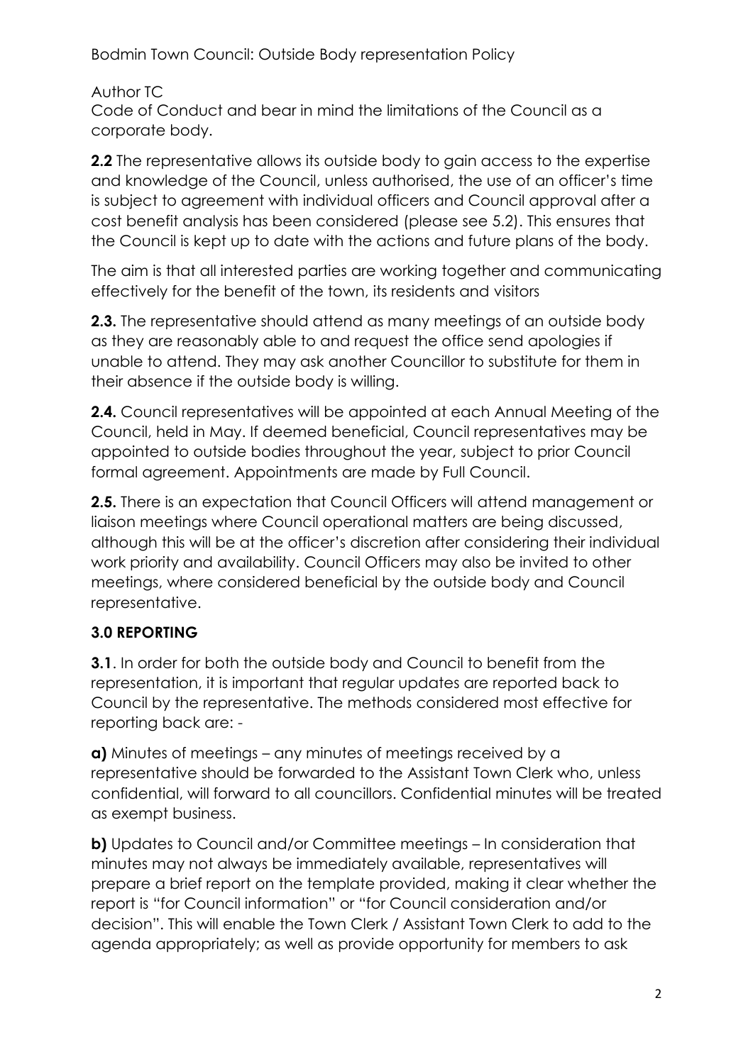Code of Conduct and bear in mind the limitations of the Council as a corporate body.

**2.2** The representative allows its outside body to gain access to the expertise and knowledge of the Council, unless authorised, the use of an officer's time is subject to agreement with individual officers and Council approval after a cost benefit analysis has been considered (please see 5.2). This ensures that the Council is kept up to date with the actions and future plans of the body.

The aim is that all interested parties are working together and communicating effectively for the benefit of the town, its residents and visitors

**2.3.** The representative should attend as many meetings of an outside body as they are reasonably able to and request the office send apologies if unable to attend. They may ask another Councillor to substitute for them in their absence if the outside body is willing.

**2.4.** Council representatives will be appointed at each Annual Meeting of the Council, held in May. If deemed beneficial, Council representatives may be appointed to outside bodies throughout the year, subject to prior Council formal agreement. Appointments are made by Full Council.

**2.5.** There is an expectation that Council Officers will attend management or liaison meetings where Council operational matters are being discussed, although this will be at the officer's discretion after considering their individual work priority and availability. Council Officers may also be invited to other meetings, where considered beneficial by the outside body and Council representative.

## 3.0 REPORTING

**3.1**. In order for both the outside body and Council to benefit from the representation, it is important that regular updates are reported back to Council by the representative. The methods considered most effective for reporting back are: -

**a)** Minutes of meetings – any minutes of meetings received by a representative should be forwarded to the Assistant Town Clerk who, unless confidential, will forward to all councillors. Confidential minutes will be treated as exempt business.

**b)** Updates to Council and/or Committee meetings – In consideration that minutes may not always be immediately available, representatives will prepare a brief report on the template provided, making it clear whether the report is "for Council information" or "for Council consideration and/or decision". This will enable the Town Clerk / Assistant Town Clerk to add to the agenda appropriately; as well as provide opportunity for members to ask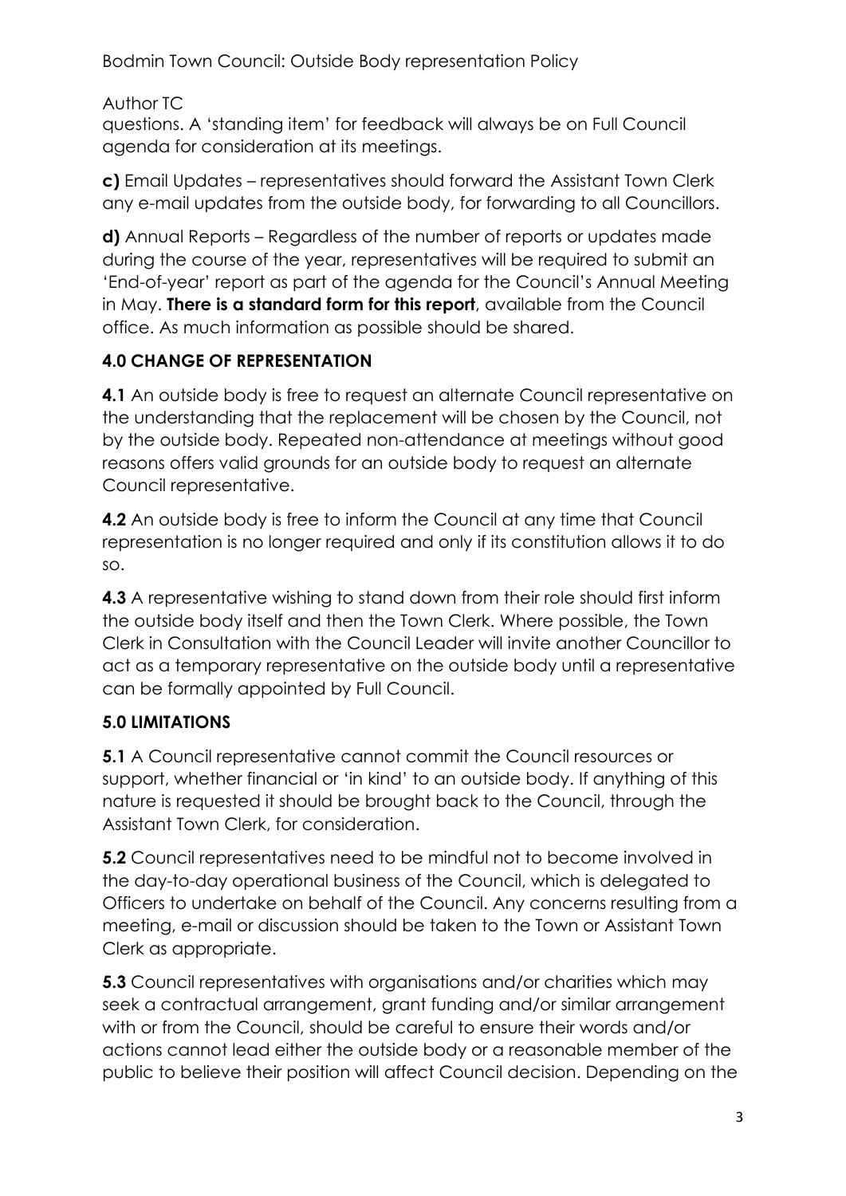Author TC

questions. A 'standing item' for feedback will always be on Full Council agenda for consideration at its meetings.

**c)** Email Updates – representatives should forward the Assistant Town Clerk any e-mail updates from the outside body, for forwarding to all Councillors.

**d)** Annual Reports – Regardless of the number of reports or updates made during the course of the year, representatives will be required to submit an 'End-of-year' report as part of the agenda for the Council's Annual Meeting in May. **There is a standard form for this report**, available from the Council office. As much information as possible should be shared.

## 4.0 CHANGE OF REPRESENTATION

**4.1** An outside body is free to request an alternate Council representative on the understanding that the replacement will be chosen by the Council, not by the outside body. Repeated non-attendance at meetings without good reasons offers valid grounds for an outside body to request an alternate Council representative.

**4.2** An outside body is free to inform the Council at any time that Council representation is no longer required and only if its constitution allows it to do so.

**4.3** A representative wishing to stand down from their role should first inform the outside body itself and then the Town Clerk. Where possible, the Town Clerk in Consultation with the Council Leader will invite another Councillor to act as a temporary representative on the outside body until a representative can be formally appointed by Full Council.

## 5.0 LIMITATIONS

**5.1** A Council representative cannot commit the Council resources or support, whether financial or 'in kind' to an outside body. If anything of this nature is requested it should be brought back to the Council, through the Assistant Town Clerk, for consideration.

**5.2** Council representatives need to be mindful not to become involved in the day-to-day operational business of the Council, which is delegated to Officers to undertake on behalf of the Council. Any concerns resulting from a meeting, e-mail or discussion should be taken to the Town or Assistant Town Clerk as appropriate.

**5.3** Council representatives with organisations and/or charities which may seek a contractual arrangement, grant funding and/or similar arrangement with or from the Council, should be careful to ensure their words and/or actions cannot lead either the outside body or a reasonable member of the public to believe their position will affect Council decision. Depending on the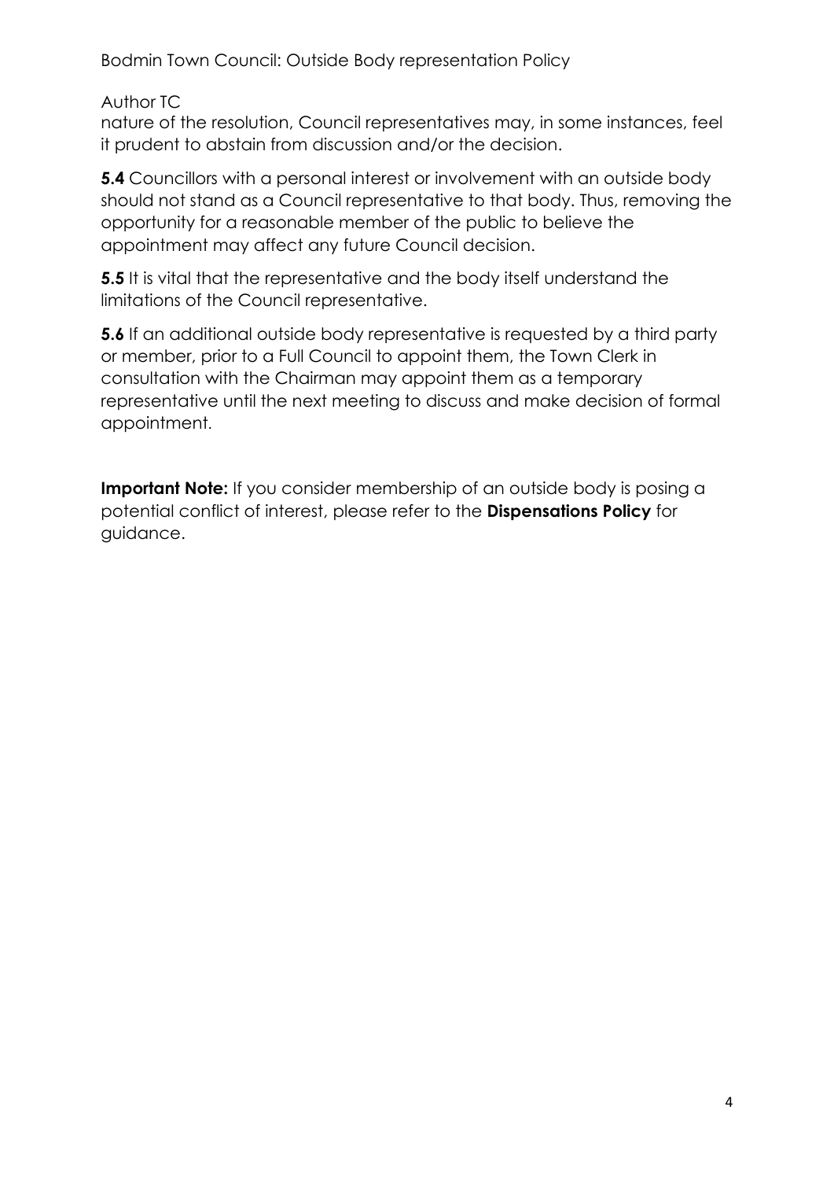nature of the resolution, Council representatives may, in some instances, feel it prudent to abstain from discussion and/or the decision.

**5.4** Councillors with a personal interest or involvement with an outside body should not stand as a Council representative to that body. Thus, removing the opportunity for a reasonable member of the public to believe the appointment may affect any future Council decision.

**5.5** It is vital that the representative and the body itself understand the limitations of the Council representative.

**5.6** If an additional outside body representative is requested by a third party or member, prior to a Full Council to appoint them, the Town Clerk in consultation with the Chairman may appoint them as a temporary representative until the next meeting to discuss and make decision of formal appointment.

**Important Note:** If you consider membership of an outside body is posing a potential conflict of interest, please refer to the **Dispensations Policy** for guidance.